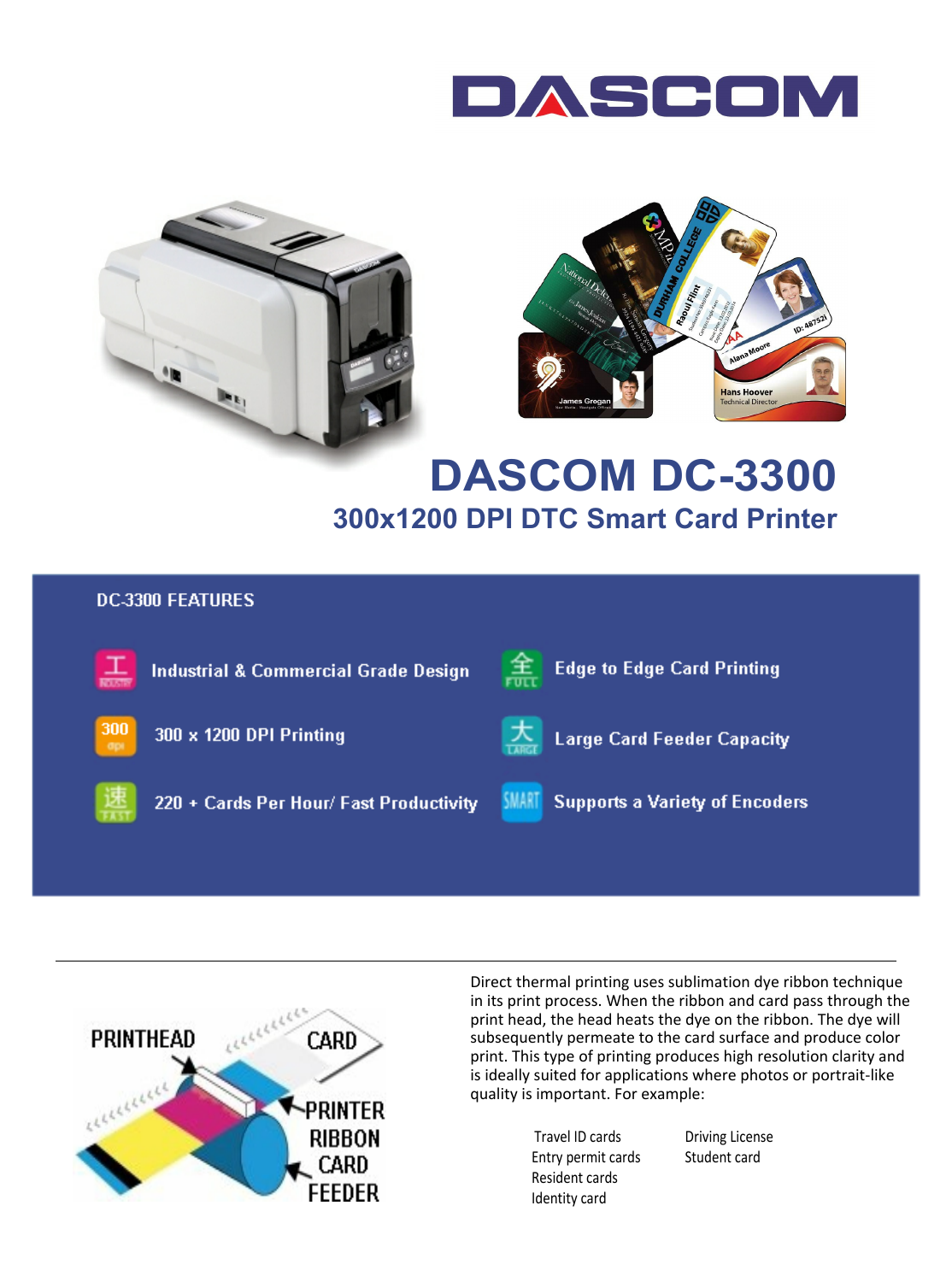DASCOM

# DASCOM DC-3300

## 300x1200 DPI DTC Smart Card Printer

### DC-3300 FEATURES

- Industrial & Commercial Grade Design
- Edge to Edge Card Printing
- 300 x 1200 DPI Printing
- Large Card Feeder Capacity
- 220 + Cards Per Hour/ Fast Productivity
- Supports a Variety of Encoders

---

PRINTHEAD
CARD
PRINTER RIBBON
CARD FEEDER

Direct thermal printing uses sublimation dye ribbon technique in its print process. When the ribbon and card pass through the print head, the head heats the dye on the ribbon. The dye will subsequently permeate to the card surface and produce color print. This type of printing produces high resolution clarity and is ideally suited for applications where photos or portrait-like quality is important. For example:

- Travel ID cards
- Entry permit cards
- Resident cards
- Identity card
- Driving License
- Student card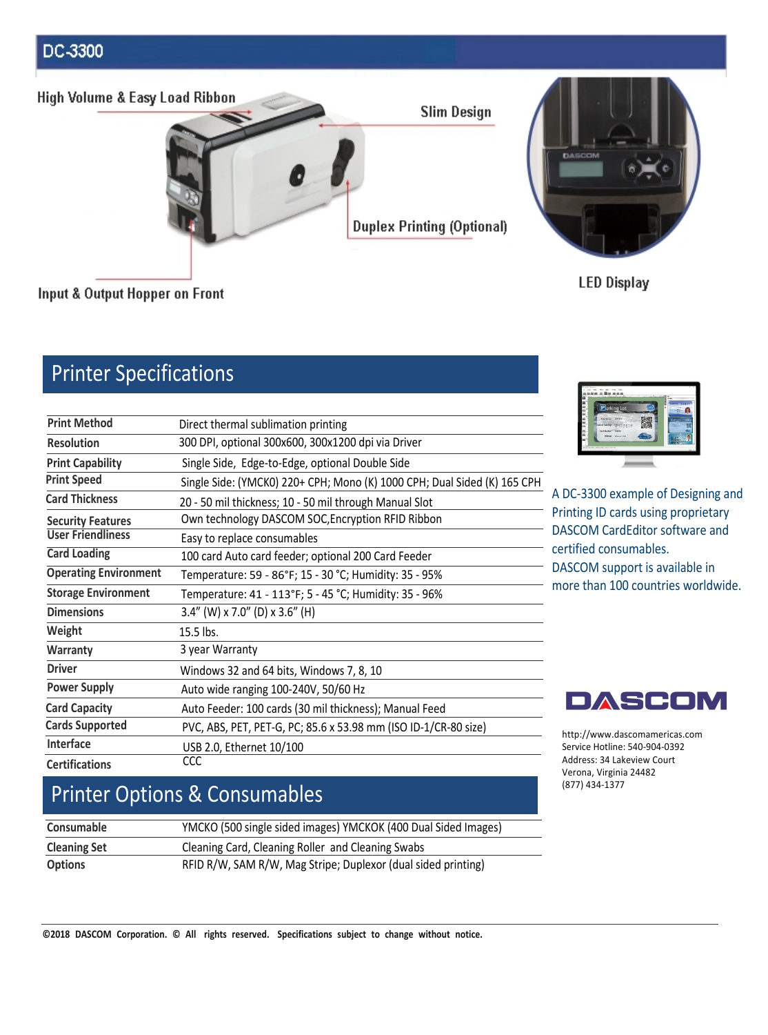## DC-3300

High Volume & Easy Load Ribbon

Slim Design

Duplex Printing (Optional)

Input & Output Hopper on Front

LED Display

## Printer Specifications

| | |
|---|---|
| **Print Method** | Direct thermal sublimation printing |
| **Resolution** | 300 DPI, optional 300x600, 300x1200 dpi via Driver |
| **Print Capability** | Single Side, Edge-to-Edge, optional Double Side |
| **Print Speed** | Single Side: (YMCK0) 220+ CPH; Mono (K) 1000 CPH; Dual Sided (K) 165 CPH |
| **Card Thickness** | 20 - 50 mil thickness; 10 - 50 mil through Manual Slot |
| **Security Features** | Own technology DASCOM SOC,Encryption RFID Ribbon |
| **User Friendliness** | Easy to replace consumables |
| **Card Loading** | 100 card Auto card feeder; optional 200 Card Feeder |
| **Operating Environment** | Temperature: 59 - 86°F; 15 - 30 °C; Humidity: 35 - 95% |
| **Storage Environment** | Temperature: 41 - 113°F; 5 - 45 °C; Humidity: 35 - 96% |
| **Dimensions** | 3.4" (W) x 7.0" (D) x 3.6" (H) |
| **Weight** | 15.5 lbs. |
| **Warranty** | 3 year Warranty |
| **Driver** | Windows 32 and 64 bits, Windows 7, 8, 10 |
| **Power Supply** | Auto wide ranging 100-240V, 50/60 Hz |
| **Card Capacity** | Auto Feeder: 100 cards (30 mil thickness); Manual Feed |
| **Cards Supported** | PVC, ABS, PET, PET-G, PC; 85.6 x 53.98 mm (ISO ID-1/CR-80 size) |
| **Interface** | USB 2.0, Ethernet 10/100 |
| **Certifications** | CCC |

## Printer Options & Consumables

| | |
|---|---|
| **Consumable** | YMCKO (500 single sided images) YMCKOK (400 Dual Sided Images) |
| **Cleaning Set** | Cleaning Card, Cleaning Roller and Cleaning Swabs |
| **Options** | RFID R/W, SAM R/W, Mag Stripe; Duplexor (dual sided printing) |

A DC-3300 example of Designing and Printing ID cards using proprietary DASCOM CardEditor software and certified consumables.
DASCOM support is available in more than 100 countries worldwide.

DASCOM

http://www.dascomamericas.com
Service Hotline: 540-904-0392
Address: 34 Lakeview Court
Verona, Virginia 24482
(877) 434-1377

**©2018 DASCOM Corporation. © All rights reserved. Specifications subject to change without notice.**